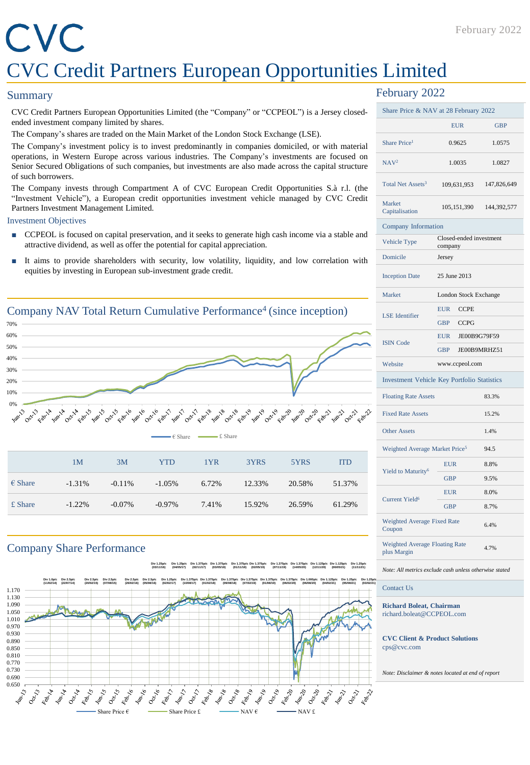# CVC Credit Partners European Opportunities Limited

## Summary

CVC Credit Partners European Opportunities Limited (the "Company" or "CCPEOL") is a Jersey closed-ended investment company limited by shares.

The Company's shares are traded on the Main Market of the London Stock Exchange (LSE).

The Company's investment policy is to invest predominantly in companies domiciled, or with material operations, in Western Europe across various industries. The Company's investments are focused on Senior Secured Obligations of such companies, but investments are also made across the capital structure of such borrowers.

The Company invests through Compartment A of CVC European Credit Opportunities S.à r.l. (the "Investment Vehicle"), a European credit opportunities investment vehicle managed by CVC Credit Partners Investment Management Limited.

### Investment Objectives

- CCPEOL is focused on capital preservation, and it seeks to generate high cash income via a stable and attractive dividend, as well as offer the potential for capital appreciation.
- It aims to provide shareholders with security, low volatility, liquidity, and low correlation with equities by investing in European sub-investment grade credit.

## Company NAV Total Return Cumulative Performance[4] (since inception)

| | 1M | 3M | YTD | 1YR | 3YRS | 5YRS | ITD |
|---|---|---|---|---|---|---|---|
| € Share | -1.31% | -0.11% | -1.05% | 6.72% | 12.33% | 20.58% | 51.37% |
| £ Share | -1.22% | -0.07% | -0.97% | 7.41% | 15.92% | 26.59% | 61.29% |

## Company Share Performance

## February 2022

| Share Price & NAV at 28 February 2022 | EUR | GBP |
|---|---|---|
| Share Price[1] | 0.9625 | 1.0575 |
| NAV[2] | 1.0035 | 1.0827 |
| Total Net Assets[3] | 109,631,953 | 147,826,649 |
| Market Capitalisation | 105,151,390 | 144,392,577 |

| Company Information | | |
|---|---|---|
| Vehicle Type | Closed-ended investment company | |
| Domicile | Jersey | |
| Inception Date | 25 June 2013 | |
| Market | London Stock Exchange | |
| LSE Identifier | EUR | CCPE |
| | GBP | CCPG |
| ISIN Code | EUR | JE00B9G79F59 |
| | GBP | JE00B9MRHZ51 |
| Website | www.ccpeol.com | |

| Investment Vehicle Key Portfolio Statistics | | |
|---|---|---|
| Floating Rate Assets | | 83.3% |
| Fixed Rate Assets | | 15.2% |
| Other Assets | | 1.4% |
| Weighted Average Market Price[5] | | 94.5 |
| Yield to Maturity[6] | EUR | 8.8% |
| | GBP | 9.5% |
| Current Yield[6] | EUR | 8.0% |
| | GBP | 8.7% |
| Weighted Average Fixed Rate Coupon | | 6.4% |
| Weighted Average Floating Rate plus Margin | | 4.7% |

*Note: All metrics exclude cash unless otherwise stated*

### Contact Us

**Richard Boleat, Chairman**
richard.boleat@CCPEOL.com

**CVC Client & Product Solutions**
cps@cvc.com

*Note: Disclaimer & notes located at end of report*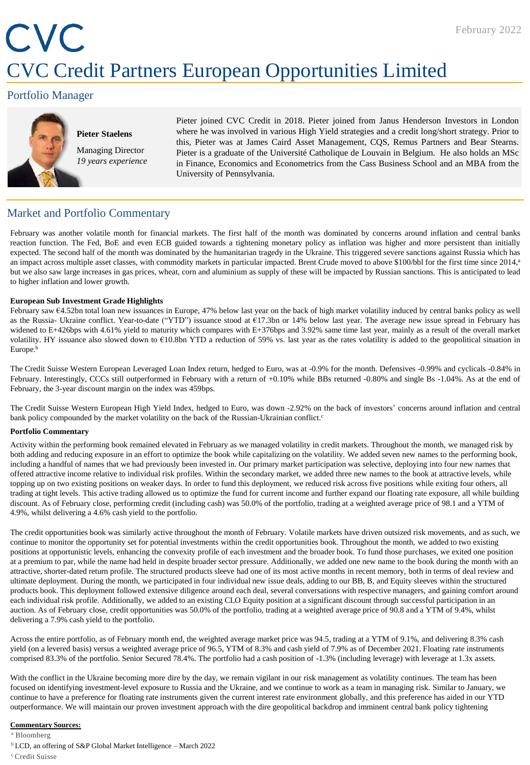February 2022

# CVC Credit Partners European Opportunities Limited

## Portfolio Manager

**Pieter Staelens**

Managing Director

*19 years experience*

Pieter joined CVC Credit in 2018. Pieter joined from Janus Henderson Investors in London where he was involved in various High Yield strategies and a credit long/short strategy. Prior to this, Pieter was at James Caird Asset Management, CQS, Remus Partners and Bear Stearns. Pieter is a graduate of the Université Catholique de Louvain in Belgium. He also holds an MSc in Finance, Economics and Econometrics from the Cass Business School and an MBA from the University of Pennsylvania.

## Market and Portfolio Commentary

February was another volatile month for financial markets. The first half of the month was dominated by concerns around inflation and central banks reaction function. The Fed, BoE and even ECB guided towards a tightening monetary policy as inflation was higher and more persistent than initially expected. The second half of the month was dominated by the humanitarian tragedy in the Ukraine. This triggered severe sanctions against Russia which has an impact across multiple asset classes, with commodity markets in particular impacted. Brent Crude moved to above $100/bbl for the first time since 2014,[a] but we also saw large increases in gas prices, wheat, corn and aluminium as supply of these will be impacted by Russian sanctions. This is anticipated to lead to higher inflation and lower growth.

**European Sub Investment Grade Highlights**

February saw €4.52bn total loan new issuances in Europe, 47% below last year on the back of high market volatility induced by central banks policy as well as the Russia- Ukraine conflict. Year-to-date ("YTD") issuance stood at €17.3bn or 14% below last year. The average new issue spread in February has widened to E+426bps with 4.61% yield to maturity which compares with E+376bps and 3.92% same time last year, mainly as a result of the overall market volatility. HY issuance also slowed down to €10.8bn YTD a reduction of 59% vs. last year as the rates volatility is added to the geopolitical situation in Europe.[b]

The Credit Suisse Western European Leveraged Loan Index return, hedged to Euro, was at -0.9% for the month. Defensives -0.99% and cyclicals -0.84% in February. Interestingly, CCCs still outperformed in February with a return of +0.10% while BBs returned -0.80% and single Bs -1.04%. As at the end of February, the 3-year discount margin on the index was 459bps.

The Credit Suisse Western European High Yield Index, hedged to Euro, was down -2.92% on the back of investors' concerns around inflation and central bank policy compounded by the market volatility on the back of the Russian-Ukrainian conflict.[c]

**Portfolio Commentary**

Activity within the performing book remained elevated in February as we managed volatility in credit markets. Throughout the month, we managed risk by both adding and reducing exposure in an effort to optimize the book while capitalizing on the volatility. We added seven new names to the performing book, including a handful of names that we had previously been invested in. Our primary market participation was selective, deploying into four new names that offered attractive income relative to individual risk profiles. Within the secondary market, we added three new names to the book at attractive levels, while topping up on two existing positions on weaker days. In order to fund this deployment, we reduced risk across five positions while exiting four others, all trading at tight levels. This active trading allowed us to optimize the fund for current income and further expand our floating rate exposure, all while building discount. As of February close, performing credit (including cash) was 50.0% of the portfolio, trading at a weighted average price of 98.1 and a YTM of 4.9%, whilst delivering a 4.6% cash yield to the portfolio.

The credit opportunities book was similarly active throughout the month of February. Volatile markets have driven outsized risk movements, and as such, we continue to monitor the opportunity set for potential investments within the credit opportunities book. Throughout the month, we added to two existing positions at opportunistic levels, enhancing the convexity profile of each investment and the broader book. To fund those purchases, we exited one position at a premium to par, while the name had held in despite broader sector pressure. Additionally, we added one new name to the book during the month with an attractive, shorter-dated return profile. The structured products sleeve had one of its most active months in recent memory, both in terms of deal review and ultimate deployment. During the month, we participated in four individual new issue deals, adding to our BB, B, and Equity sleeves within the structured products book. This deployment followed extensive diligence around each deal, several conversations with respective managers, and gaining comfort around each individual risk profile. Additionally, we added to an existing CLO Equity position at a significant discount through successful participation in an auction. As of February close, credit opportunities was 50.0% of the portfolio, trading at a weighted average price of 90.8 and a YTM of 9.4%, whilst delivering a 7.9% cash yield to the portfolio.

Across the entire portfolio, as of February month end, the weighted average market price was 94.5, trading at a YTM of 9.1%, and delivering 8.3% cash yield (on a levered basis) versus a weighted average price of 96.5, YTM of 8.3% and cash yield of 7.9% as of December 2021. Floating rate instruments comprised 83.3% of the portfolio. Senior Secured 78.4%. The portfolio had a cash position of -1.3% (including leverage) with leverage at 1.3x assets.

With the conflict in the Ukraine becoming more dire by the day, we remain vigilant in our risk management as volatility continues. The team has been focused on identifying investment-level exposure to Russia and the Ukraine, and we continue to work as a team in managing risk. Similar to January, we continue to have a preference for floating rate instruments given the current interest rate environment globally, and this preference has aided in our YTD outperformance. We will maintain our proven investment approach with the dire geopolitical backdrop and imminent central bank policy tightening

**Commentary Sources:**

[a] Bloomberg

[b] LCD, an offering of S&P Global Market Intelligence – March 2022

[c] Credit Suisse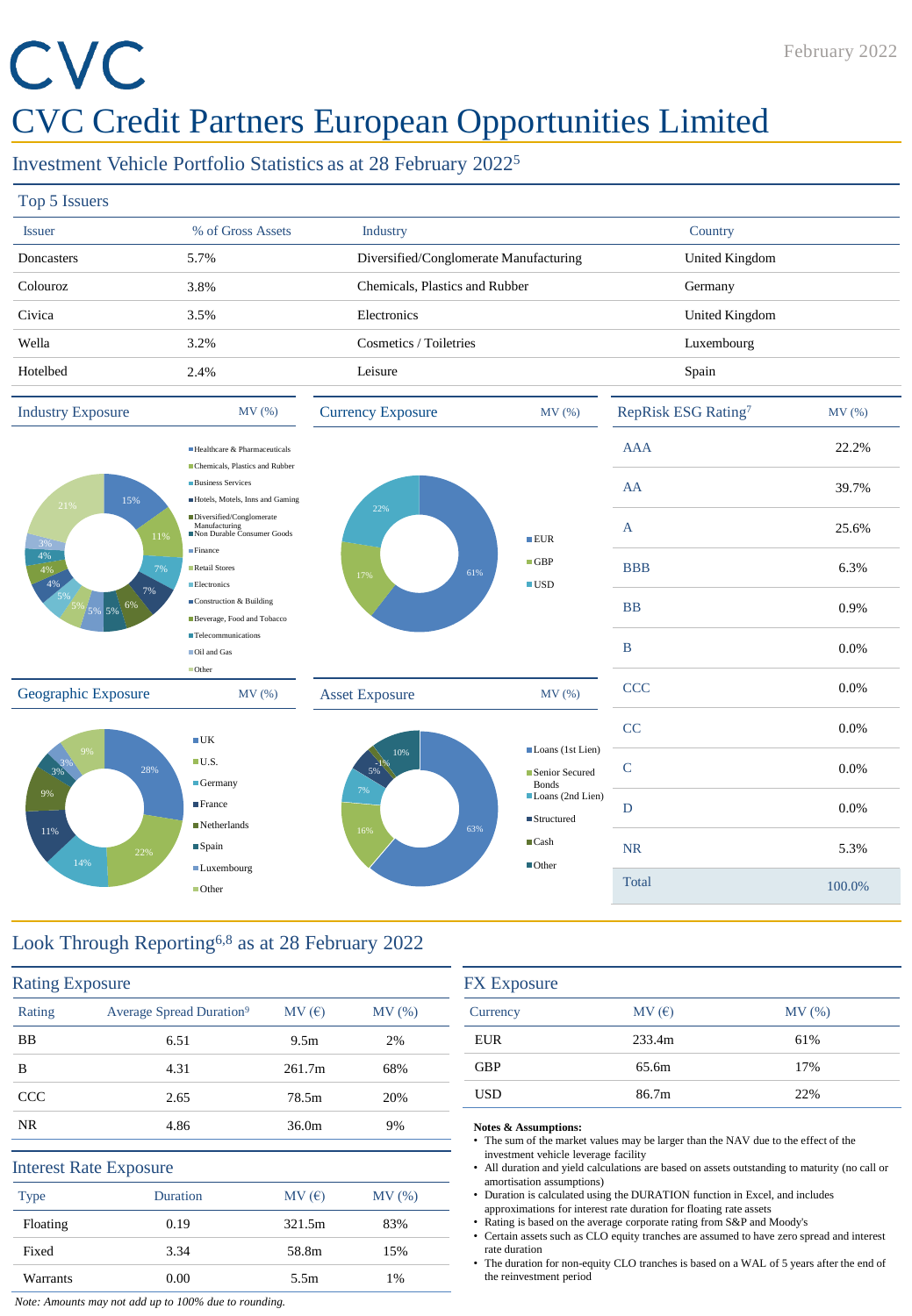# CVC Credit Partners European Opportunities Limited

February 2022

## Investment Vehicle Portfolio Statistics as at 28 February 2022[5]

### Top 5 Issuers

| Issuer | % of Gross Assets | Industry | Country |
|---|---|---|---|
| Doncasters | 5.7% | Diversified/Conglomerate Manufacturing | United Kingdom |
| Colouroz | 3.8% | Chemicals, Plastics and Rubber | Germany |
| Civica | 3.5% | Electronics | United Kingdom |
| Wella | 3.2% | Cosmetics / Toiletries | Luxembourg |
| Hotelbed | 2.4% | Leisure | Spain |

### Industry Exposure — MV (%)

| Industry | MV (%) |
|---|---|
| Healthcare & Pharmaceuticals | 15% |
| Chemicals, Plastics and Rubber | 11% |
| Business Services | 7% |
| Hotels, Motels, Inns and Gaming | 7% |
| Diversified/Conglomerate Manufacturing | 6% |
| Non Durable Consumer Goods | 5% |
| Finance | 5% |
| Retail Stores | 5% |
| Electronics | 5% |
| Construction & Building | 4% |
| Beverage, Food and Tobacco | 4% |
| Telecommunications | 4% |
| Oil and Gas | 3% |
| Other | 21% |

### Currency Exposure — MV (%)

| Currency | MV (%) |
|---|---|
| EUR | 61% |
| GBP | 17% |
| USD | 22% |

### RepRisk ESG Rating[7]

| Rating | MV (%) |
|---|---|
| AAA | 22.2% |
| AA | 39.7% |
| A | 25.6% |
| BBB | 6.3% |
| BB | 0.9% |
| B | 0.0% |
| CCC | 0.0% |
| CC | 0.0% |
| C | 0.0% |
| D | 0.0% |
| NR | 5.3% |
| Total | 100.0% |

### Geographic Exposure — MV (%)

| Country | MV (%) |
|---|---|
| UK | 28% |
| U.S. | 22% |
| Germany | 14% |
| France | 11% |
| Netherlands | 9% |
| Spain | 3% |
| Luxembourg | 3% |
| Other | 9% |

### Asset Exposure — MV (%)

| Asset | MV (%) |
|---|---|
| Loans (1st Lien) | 63% |
| Senior Secured Bonds | 16% |
| Loans (2nd Lien) | 7% |
| Structured | 5% |
| Cash | -1% |
| Other | 10% |

## Look Through Reporting[6,8] as at 28 February 2022

### Rating Exposure

| Rating | Average Spread Duration[9] | MV (€) | MV (%) |
|---|---|---|---|
| BB | 6.51 | 9.5m | 2% |
| B | 4.31 | 261.7m | 68% |
| CCC | 2.65 | 78.5m | 20% |
| NR | 4.86 | 36.0m | 9% |

### Interest Rate Exposure

| Type | Duration | MV (€) | MV (%) |
|---|---|---|---|
| Floating | 0.19 | 321.5m | 83% |
| Fixed | 3.34 | 58.8m | 15% |
| Warrants | 0.00 | 5.5m | 1% |

*Note: Amounts may not add up to 100% due to rounding.*

### FX Exposure

| Currency | MV (€) | MV (%) |
|---|---|---|
| EUR | 233.4m | 61% |
| GBP | 65.6m | 17% |
| USD | 86.7m | 22% |

**Notes & Assumptions:**

- The sum of the market values may be larger than the NAV due to the effect of the investment vehicle leverage facility
- All duration and yield calculations are based on assets outstanding to maturity (no call or amortisation assumptions)
- Duration is calculated using the DURATION function in Excel, and includes approximations for interest rate duration for floating rate assets
- Rating is based on the average corporate rating from S&P and Moody's
- Certain assets such as CLO equity tranches are assumed to have zero spread and interest rate duration
- The duration for non-equity CLO tranches is based on a WAL of 5 years after the end of the reinvestment period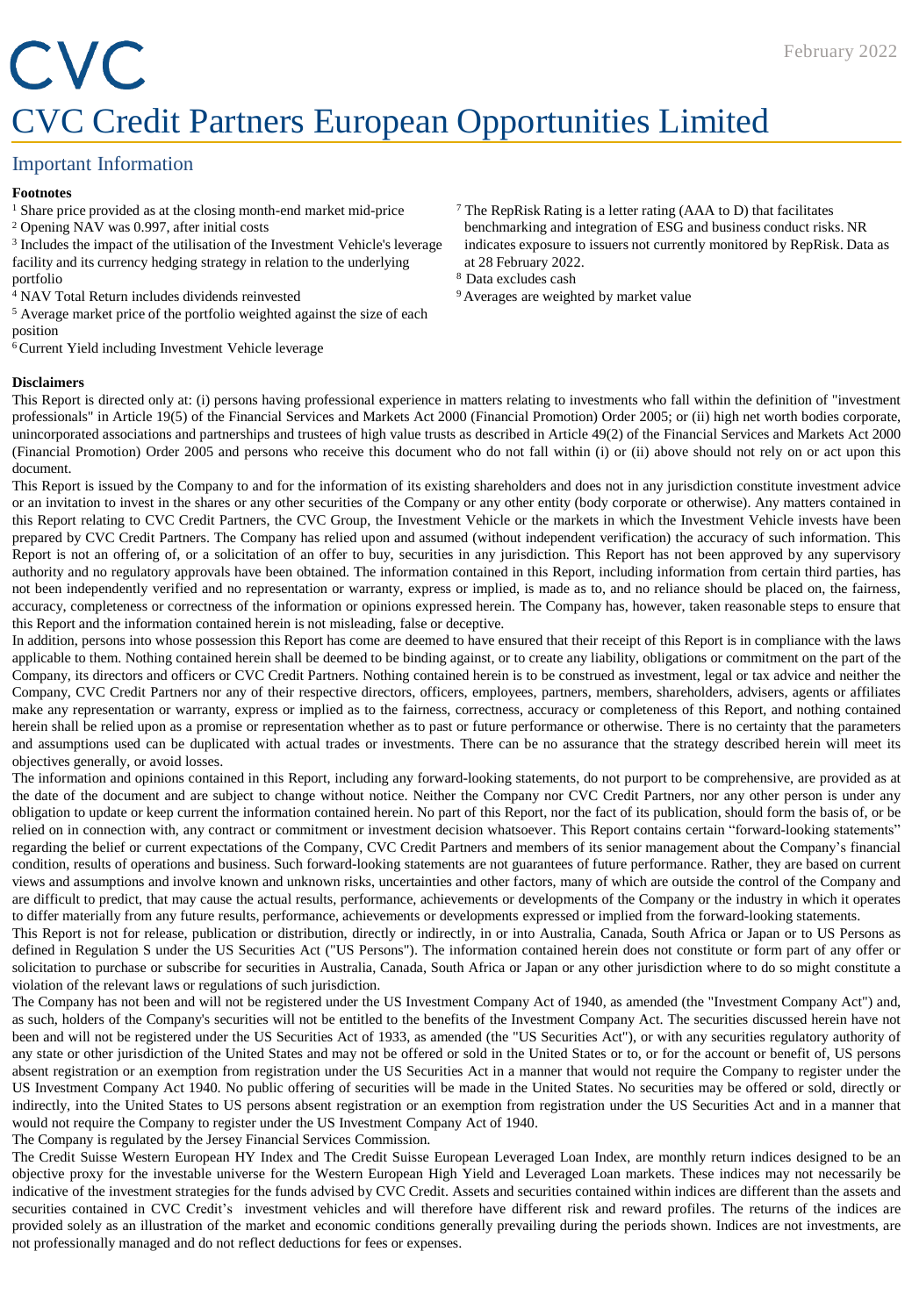CVC

# CVC Credit Partners European Opportunities Limited

February 2022

## Important Information

**Footnotes**

[1] Share price provided as at the closing month-end market mid-price

[2] Opening NAV was 0.997, after initial costs

[3] Includes the impact of the utilisation of the Investment Vehicle's leverage facility and its currency hedging strategy in relation to the underlying portfolio

[4] NAV Total Return includes dividends reinvested

[5] Average market price of the portfolio weighted against the size of each position

[6] Current Yield including Investment Vehicle leverage

[7] The RepRisk Rating is a letter rating (AAA to D) that facilitates benchmarking and integration of ESG and business conduct risks. NR indicates exposure to issuers not currently monitored by RepRisk. Data as at 28 February 2022.

[8] Data excludes cash

[9] Averages are weighted by market value

**Disclaimers**

This Report is directed only at: (i) persons having professional experience in matters relating to investments who fall within the definition of "investment professionals" in Article 19(5) of the Financial Services and Markets Act 2000 (Financial Promotion) Order 2005; or (ii) high net worth bodies corporate, unincorporated associations and partnerships and trustees of high value trusts as described in Article 49(2) of the Financial Services and Markets Act 2000 (Financial Promotion) Order 2005 and persons who receive this document who do not fall within (i) or (ii) above should not rely on or act upon this document.

This Report is issued by the Company to and for the information of its existing shareholders and does not in any jurisdiction constitute investment advice or an invitation to invest in the shares or any other securities of the Company or any other entity (body corporate or otherwise). Any matters contained in this Report relating to CVC Credit Partners, the CVC Group, the Investment Vehicle or the markets in which the Investment Vehicle invests have been prepared by CVC Credit Partners. The Company has relied upon and assumed (without independent verification) the accuracy of such information. This Report is not an offering of, or a solicitation of an offer to buy, securities in any jurisdiction. This Report has not been approved by any supervisory authority and no regulatory approvals have been obtained. The information contained in this Report, including information from certain third parties, has not been independently verified and no representation or warranty, express or implied, is made as to, and no reliance should be placed on, the fairness, accuracy, completeness or correctness of the information or opinions expressed herein. The Company has, however, taken reasonable steps to ensure that this Report and the information contained herein is not misleading, false or deceptive.

In addition, persons into whose possession this Report has come are deemed to have ensured that their receipt of this Report is in compliance with the laws applicable to them. Nothing contained herein shall be deemed to be binding against, or to create any liability, obligations or commitment on the part of the Company, its directors and officers or CVC Credit Partners. Nothing contained herein is to be construed as investment, legal or tax advice and neither the Company, CVC Credit Partners nor any of their respective directors, officers, employees, partners, members, shareholders, advisers, agents or affiliates make any representation or warranty, express or implied as to the fairness, correctness, accuracy or completeness of this Report, and nothing contained herein shall be relied upon as a promise or representation whether as to past or future performance or otherwise. There is no certainty that the parameters and assumptions used can be duplicated with actual trades or investments. There can be no assurance that the strategy described herein will meet its objectives generally, or avoid losses.

The information and opinions contained in this Report, including any forward-looking statements, do not purport to be comprehensive, are provided as at the date of the document and are subject to change without notice. Neither the Company nor CVC Credit Partners, nor any other person is under any obligation to update or keep current the information contained herein. No part of this Report, nor the fact of its publication, should form the basis of, or be relied on in connection with, any contract or commitment or investment decision whatsoever. This Report contains certain "forward-looking statements" regarding the belief or current expectations of the Company, CVC Credit Partners and members of its senior management about the Company's financial condition, results of operations and business. Such forward-looking statements are not guarantees of future performance. Rather, they are based on current views and assumptions and involve known and unknown risks, uncertainties and other factors, many of which are outside the control of the Company and are difficult to predict, that may cause the actual results, performance, achievements or developments of the Company or the industry in which it operates to differ materially from any future results, performance, achievements or developments expressed or implied from the forward-looking statements.

This Report is not for release, publication or distribution, directly or indirectly, in or into Australia, Canada, South Africa or Japan or to US Persons as defined in Regulation S under the US Securities Act ("US Persons"). The information contained herein does not constitute or form part of any offer or solicitation to purchase or subscribe for securities in Australia, Canada, South Africa or Japan or any other jurisdiction where to do so might constitute a violation of the relevant laws or regulations of such jurisdiction.

The Company has not been and will not be registered under the US Investment Company Act of 1940, as amended (the "Investment Company Act") and, as such, holders of the Company's securities will not be entitled to the benefits of the Investment Company Act. The securities discussed herein have not been and will not be registered under the US Securities Act of 1933, as amended (the "US Securities Act"), or with any securities regulatory authority of any state or other jurisdiction of the United States and may not be offered or sold in the United States or to, or for the account or benefit of, US persons absent registration or an exemption from registration under the US Securities Act in a manner that would not require the Company to register under the US Investment Company Act 1940. No public offering of securities will be made in the United States. No securities may be offered or sold, directly or indirectly, into the United States to US persons absent registration or an exemption from registration under the US Securities Act and in a manner that would not require the Company to register under the US Investment Company Act of 1940.

The Company is regulated by the Jersey Financial Services Commission.

The Credit Suisse Western European HY Index and The Credit Suisse European Leveraged Loan Index, are monthly return indices designed to be an objective proxy for the investable universe for the Western European High Yield and Leveraged Loan markets. These indices may not necessarily be indicative of the investment strategies for the funds advised by CVC Credit. Assets and securities contained within indices are different than the assets and securities contained in CVC Credit's investment vehicles and will therefore have different risk and reward profiles. The returns of the indices are provided solely as an illustration of the market and economic conditions generally prevailing during the periods shown. Indices are not investments, are not professionally managed and do not reflect deductions for fees or expenses.